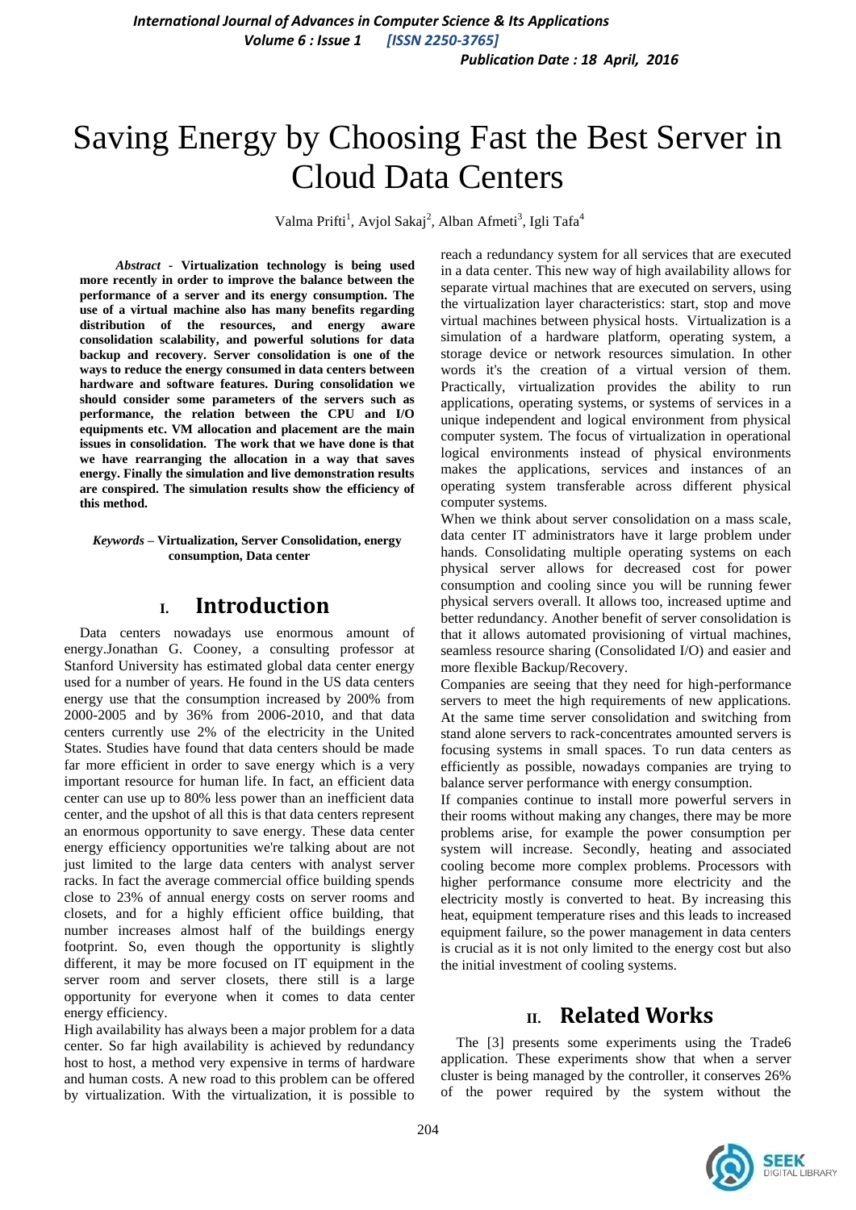# Saving Energy by Choosing Fast the Best Server in Cloud Data Centers

Valma Prifti[1], Avjol Sakaj[2], Alban Afmeti[3], Igli Tafa[4]

***Abstract*** - **Virtualization technology is being used more recently in order to improve the balance between the performance of a server and its energy consumption. The use of a virtual machine also has many benefits regarding distribution of the resources, and energy aware consolidation scalability, and powerful solutions for data backup and recovery. Server consolidation is one of the ways to reduce the energy consumed in data centers between hardware and software features. During consolidation we should consider some parameters of the servers such as performance, the relation between the CPU and I/O equipments etc. VM allocation and placement are the main issues in consolidation. The work that we have done is that we have rearranging the allocation in a way that saves energy. Finally the simulation and live demonstration results are conspired. The simulation results show the efficiency of this method.**

***Keywords*** **– Virtualization, Server Consolidation, energy consumption, Data center**

## I. Introduction

Data centers nowadays use enormous amount of energy.Jonathan G. Cooney, a consulting professor at Stanford University has estimated global data center energy used for a number of years. He found in the US data centers energy use that the consumption increased by 200% from 2000-2005 and by 36% from 2006-2010, and that data centers currently use 2% of the electricity in the United States. Studies have found that data centers should be made far more efficient in order to save energy which is a very important resource for human life. In fact, an efficient data center can use up to 80% less power than an inefficient data center, and the upshot of all this is that data centers represent an enormous opportunity to save energy. These data center energy efficiency opportunities we're talking about are not just limited to the large data centers with analyst server racks. In fact the average commercial office building spends close to 23% of annual energy costs on server rooms and closets, and for a highly efficient office building, that number increases almost half of the buildings energy footprint. So, even though the opportunity is slightly different, it may be more focused on IT equipment in the server room and server closets, there still is a large opportunity for everyone when it comes to data center energy efficiency.

High availability has always been a major problem for a data center. So far high availability is achieved by redundancy host to host, a method very expensive in terms of hardware and human costs. A new road to this problem can be offered by virtualization. With the virtualization, it is possible to reach a redundancy system for all services that are executed in a data center. This new way of high availability allows for separate virtual machines that are executed on servers, using the virtualization layer characteristics: start, stop and move virtual machines between physical hosts. Virtualization is a simulation of a hardware platform, operating system, a storage device or network resources simulation. In other words it's the creation of a virtual version of them. Practically, virtualization provides the ability to run applications, operating systems, or systems of services in a unique independent and logical environment from physical computer system. The focus of virtualization in operational logical environments instead of physical environments makes the applications, services and instances of an operating system transferable across different physical computer systems.

When we think about server consolidation on a mass scale, data center IT administrators have it large problem under hands. Consolidating multiple operating systems on each physical server allows for decreased cost for power consumption and cooling since you will be running fewer physical servers overall. It allows too, increased uptime and better redundancy. Another benefit of server consolidation is that it allows automated provisioning of virtual machines, seamless resource sharing (Consolidated I/O) and easier and more flexible Backup/Recovery.

Companies are seeing that they need for high-performance servers to meet the high requirements of new applications. At the same time server consolidation and switching from stand alone servers to rack-concentrates amounted servers is focusing systems in small spaces. To run data centers as efficiently as possible, nowadays companies are trying to balance server performance with energy consumption.

If companies continue to install more powerful servers in their rooms without making any changes, there may be more problems arise, for example the power consumption per system will increase. Secondly, heating and associated cooling become more complex problems. Processors with higher performance consume more electricity and the electricity mostly is converted to heat. By increasing this heat, equipment temperature rises and this leads to increased equipment failure, so the power management in data centers is crucial as it is not only limited to the energy cost but also the initial investment of cooling systems.

## II. Related Works

The [3] presents some experiments using the Trade6 application. These experiments show that when a server cluster is being managed by the controller, it conserves 26% of the power required by the system without the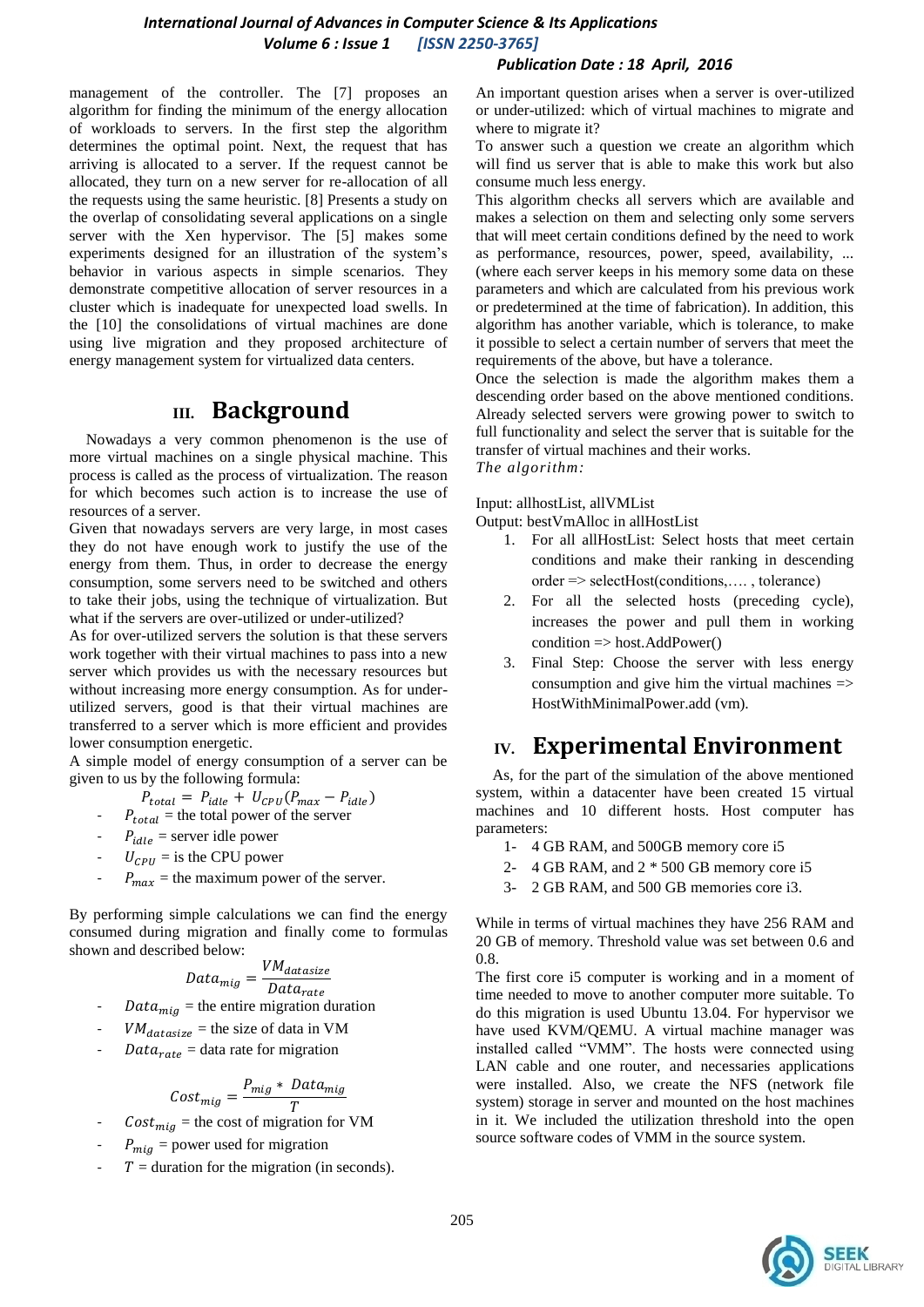management of the controller. The [7] proposes an algorithm for finding the minimum of the energy allocation of workloads to servers. In the first step the algorithm determines the optimal point. Next, the request that has arriving is allocated to a server. If the request cannot be allocated, they turn on a new server for re-allocation of all the requests using the same heuristic. [8] Presents a study on the overlap of consolidating several applications on a single server with the Xen hypervisor. The [5] makes some experiments designed for an illustration of the system's behavior in various aspects in simple scenarios. They demonstrate competitive allocation of server resources in a cluster which is inadequate for unexpected load swells. In the [10] the consolidations of virtual machines are done using live migration and they proposed architecture of energy management system for virtualized data centers.

## III. Background

Nowadays a very common phenomenon is the use of more virtual machines on a single physical machine. This process is called as the process of virtualization. The reason for which becomes such action is to increase the use of resources of a server.

Given that nowadays servers are very large, in most cases they do not have enough work to justify the use of the energy from them. Thus, in order to decrease the energy consumption, some servers need to be switched and others to take their jobs, using the technique of virtualization. But what if the servers are over-utilized or under-utilized?

As for over-utilized servers the solution is that these servers work together with their virtual machines to pass into a new server which provides us with the necessary resources but without increasing more energy consumption. As for under-utilized servers, good is that their virtual machines are transferred to a server which is more efficient and provides lower consumption energetic.

A simple model of energy consumption of a server can be given to us by the following formula:

$$P_{total} = P_{idle} + U_{CPU}(P_{max} - P_{idle})$$

- $P_{total}$ = the total power of the server
- $P_{idle}$ = server idle power
- $U_{CPU}$ = is the CPU power
- $P_{max}$ = the maximum power of the server.

By performing simple calculations we can find the energy consumed during migration and finally come to formulas shown and described below:

$$Data_{mig} = \frac{VM_{datasize}}{Data_{rate}}$$

- $Data_{mig}$ = the entire migration duration
- $VM_{datasize}$ = the size of data in VM
- $Data_{rate}$ = data rate for migration

$$Cost_{mig} = \frac{P_{mig} * Data_{mig}}{T}$$

- $Cost_{mig}$ = the cost of migration for VM
- $P_{mig}$ = power used for migration
- $T$ = duration for the migration (in seconds).

An important question arises when a server is over-utilized or under-utilized: which of virtual machines to migrate and where to migrate it?

To answer such a question we create an algorithm which will find us server that is able to make this work but also consume much less energy.

This algorithm checks all servers which are available and makes a selection on them and selecting only some servers that will meet certain conditions defined by the need to work as performance, resources, power, speed, availability, ... (where each server keeps in his memory some data on these parameters and which are calculated from his previous work or predetermined at the time of fabrication). In addition, this algorithm has another variable, which is tolerance, to make it possible to select a certain number of servers that meet the requirements of the above, but have a tolerance.

Once the selection is made the algorithm makes them a descending order based on the above mentioned conditions. Already selected servers were growing power to switch to full functionality and select the server that is suitable for the transfer of virtual machines and their works.

*The algorithm:*

Input: allhostList, allVMList

Output: bestVmAlloc in allHostList

1. For all allHostList: Select hosts that meet certain conditions and make their ranking in descending order => selectHost(conditions,…. , tolerance)
2. For all the selected hosts (preceding cycle), increases the power and pull them in working condition => host.AddPower()
3. Final Step: Choose the server with less energy consumption and give him the virtual machines => HostWithMinimalPower.add (vm).

## IV. Experimental Environment

As, for the part of the simulation of the above mentioned system, within a datacenter have been created 15 virtual machines and 10 different hosts. Host computer has parameters:

1- 4 GB RAM, and 500GB memory core i5

2- 4 GB RAM, and 2 * 500 GB memory core i5

3- 2 GB RAM, and 500 GB memories core i3.

While in terms of virtual machines they have 256 RAM and 20 GB of memory. Threshold value was set between 0.6 and 0.8.

The first core i5 computer is working and in a moment of time needed to move to another computer more suitable. To do this migration is used Ubuntu 13.04. For hypervisor we have used KVM/QEMU. A virtual machine manager was installed called "VMM". The hosts were connected using LAN cable and one router, and necessaries applications were installed. Also, we create the NFS (network file system) storage in server and mounted on the host machines in it. We included the utilization threshold into the open source software codes of VMM in the source system.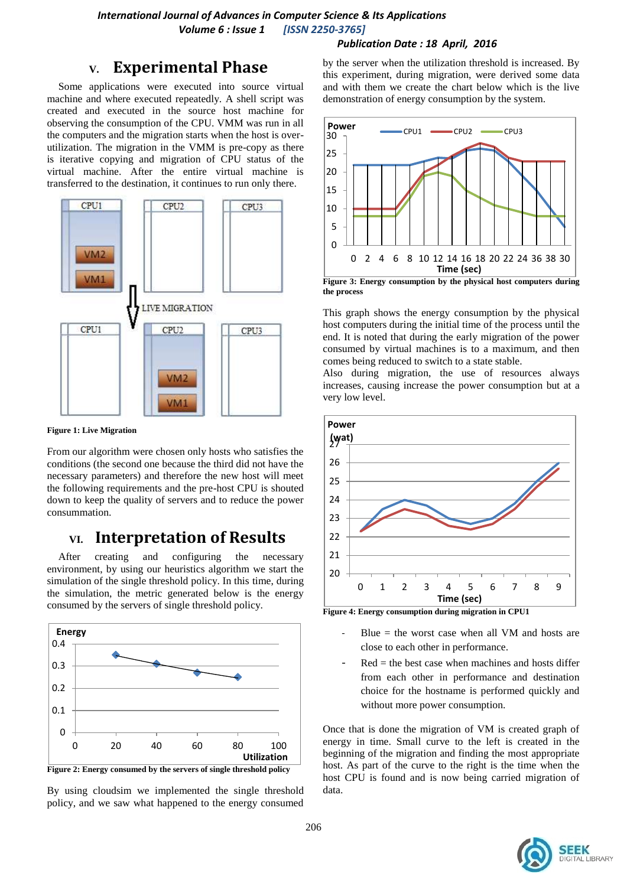## V. Experimental Phase

Some applications were executed into source virtual machine and where executed repeatedly. A shell script was created and executed in the source host machine for observing the consumption of the CPU. VMM was run in all the computers and the migration starts when the host is over-utilization. The migration in the VMM is pre-copy as there is iterative copying and migration of CPU status of the virtual machine. After the entire virtual machine is transferred to the destination, it continues to run only there.

**Figure 1: Live Migration**

From our algorithm were chosen only hosts who satisfies the conditions (the second one because the third did not have the necessary parameters) and therefore the new host will meet the following requirements and the pre-host CPU is shouted down to keep the quality of servers and to reduce the power consummation.

## VI. Interpretation of Results

After creating and configuring the necessary environment, by using our heuristics algorithm we start the simulation of the single threshold policy. In this time, during the simulation, the metric generated below is the energy consumed by the servers of single threshold policy.

**Figure 2: Energy consumed by the servers of single threshold policy**

By using cloudsim we implemented the single threshold policy, and we saw what happened to the energy consumed by the server when the utilization threshold is increased. By this experiment, during migration, were derived some data and with them we create the chart below which is the live demonstration of energy consumption by the system.

**Figure 3: Energy consumption by the physical host computers during the process**

This graph shows the energy consumption by the physical host computers during the initial time of the process until the end. It is noted that during the early migration of the power consumed by virtual machines is to a maximum, and then comes being reduced to switch to a state stable.

Also during migration, the use of resources always increases, causing increase the power consumption but at a very low level.

**Figure 4: Energy consumption during migration in CPU1**

- Blue = the worst case when all VM and hosts are close to each other in performance.
- Red = the best case when machines and hosts differ from each other in performance and destination choice for the hostname is performed quickly and without more power consumption.

Once that is done the migration of VM is created graph of energy in time. Small curve to the left is created in the beginning of the migration and finding the most appropriate host. As part of the curve to the right is the time when the host CPU is found and is now being carried migration of data.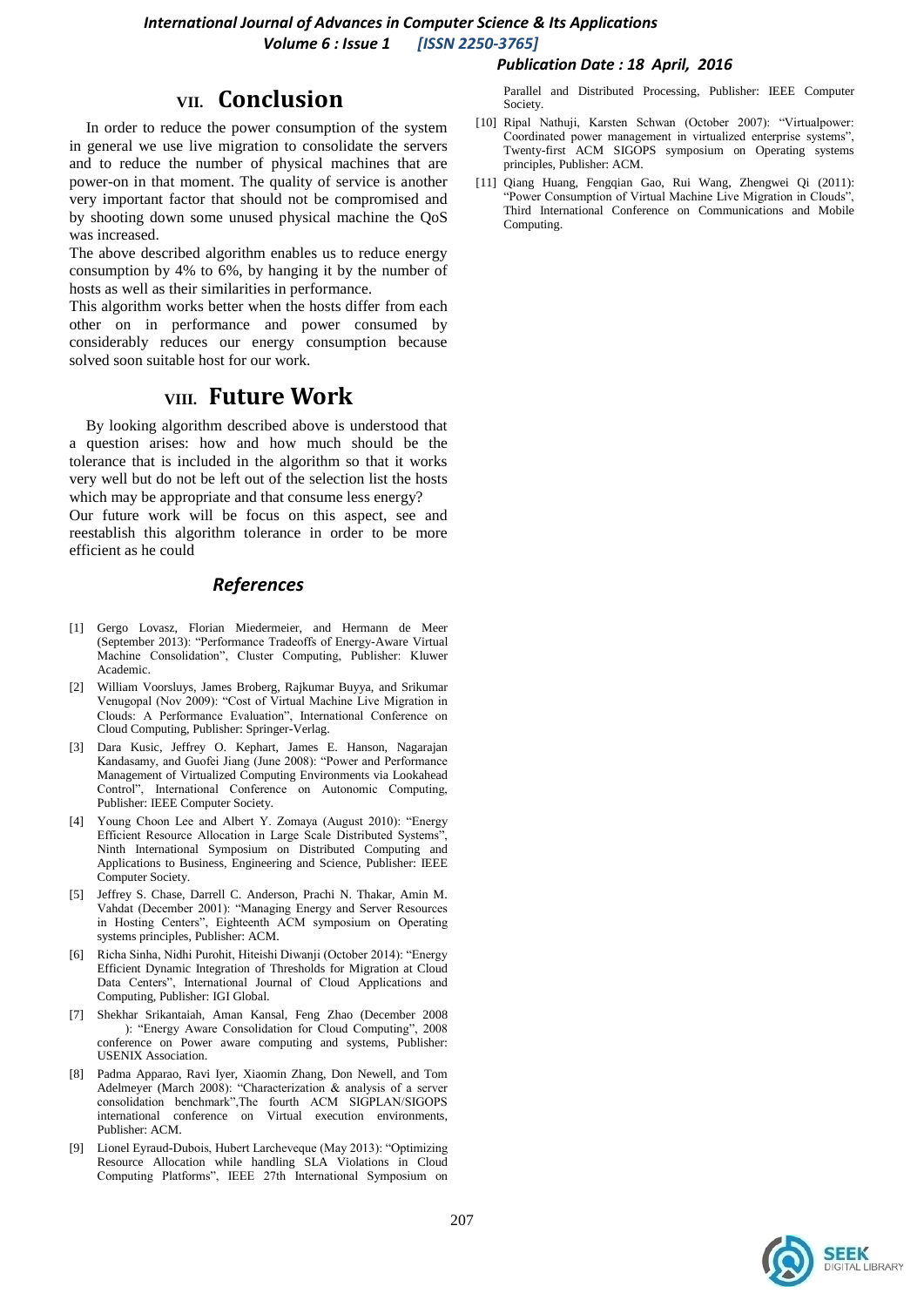## VII. Conclusion

In order to reduce the power consumption of the system in general we use live migration to consolidate the servers and to reduce the number of physical machines that are power-on in that moment. The quality of service is another very important factor that should not be compromised and by shooting down some unused physical machine the QoS was increased.

The above described algorithm enables us to reduce energy consumption by 4% to 6%, by hanging it by the number of hosts as well as their similarities in performance.

This algorithm works better when the hosts differ from each other on in performance and power consumed by considerably reduces our energy consumption because solved soon suitable host for our work.

## VIII. Future Work

By looking algorithm described above is understood that a question arises: how and how much should be the tolerance that is included in the algorithm so that it works very well but do not be left out of the selection list the hosts which may be appropriate and that consume less energy?

Our future work will be focus on this aspect, see and reestablish this algorithm tolerance in order to be more efficient as he could

## *References*

[1] Gergo Lovasz, Florian Miedermeier, and Hermann de Meer (September 2013): "Performance Tradeoffs of Energy-Aware Virtual Machine Consolidation", Cluster Computing, Publisher: Kluwer Academic.

[2] William Voorsluys, James Broberg, Rajkumar Buyya, and Srikumar Venugopal (Nov 2009): "Cost of Virtual Machine Live Migration in Clouds: A Performance Evaluation", International Conference on Cloud Computing, Publisher: Springer-Verlag.

[3] Dara Kusic, Jeffrey O. Kephart, James E. Hanson, Nagarajan Kandasamy, and Guofei Jiang (June 2008): "Power and Performance Management of Virtualized Computing Environments via Lookahead Control", International Conference on Autonomic Computing, Publisher: IEEE Computer Society.

[4] Young Choon Lee and Albert Y. Zomaya (August 2010): "Energy Efficient Resource Allocation in Large Scale Distributed Systems", Ninth International Symposium on Distributed Computing and Applications to Business, Engineering and Science, Publisher: IEEE Computer Society.

[5] Jeffrey S. Chase, Darrell C. Anderson, Prachi N. Thakar, Amin M. Vahdat (December 2001): "Managing Energy and Server Resources in Hosting Centers", Eighteenth ACM symposium on Operating systems principles, Publisher: ACM.

[6] Richa Sinha, Nidhi Purohit, Hiteishi Diwanji (October 2014): "Energy Efficient Dynamic Integration of Thresholds for Migration at Cloud Data Centers", International Journal of Cloud Applications and Computing, Publisher: IGI Global.

[7] Shekhar Srikantaiah, Aman Kansal, Feng Zhao (December 2008 ): "Energy Aware Consolidation for Cloud Computing", 2008 conference on Power aware computing and systems, Publisher: USENIX Association.

[8] Padma Apparao, Ravi Iyer, Xiaomin Zhang, Don Newell, and Tom Adelmeyer (March 2008): "Characterization & analysis of a server consolidation benchmark",The fourth ACM SIGPLAN/SIGOPS international conference on Virtual execution environments, Publisher: ACM.

[9] Lionel Eyraud-Dubois, Hubert Larcheveque (May 2013): "Optimizing Resource Allocation while handling SLA Violations in Cloud Computing Platforms", IEEE 27th International Symposium on Parallel and Distributed Processing, Publisher: IEEE Computer Society.

[10] Ripal Nathuji, Karsten Schwan (October 2007): "Virtualpower: Coordinated power management in virtualized enterprise systems", Twenty-first ACM SIGOPS symposium on Operating systems principles, Publisher: ACM.

[11] Qiang Huang, Fengqian Gao, Rui Wang, Zhengwei Qi (2011): "Power Consumption of Virtual Machine Live Migration in Clouds", Third International Conference on Communications and Mobile Computing.